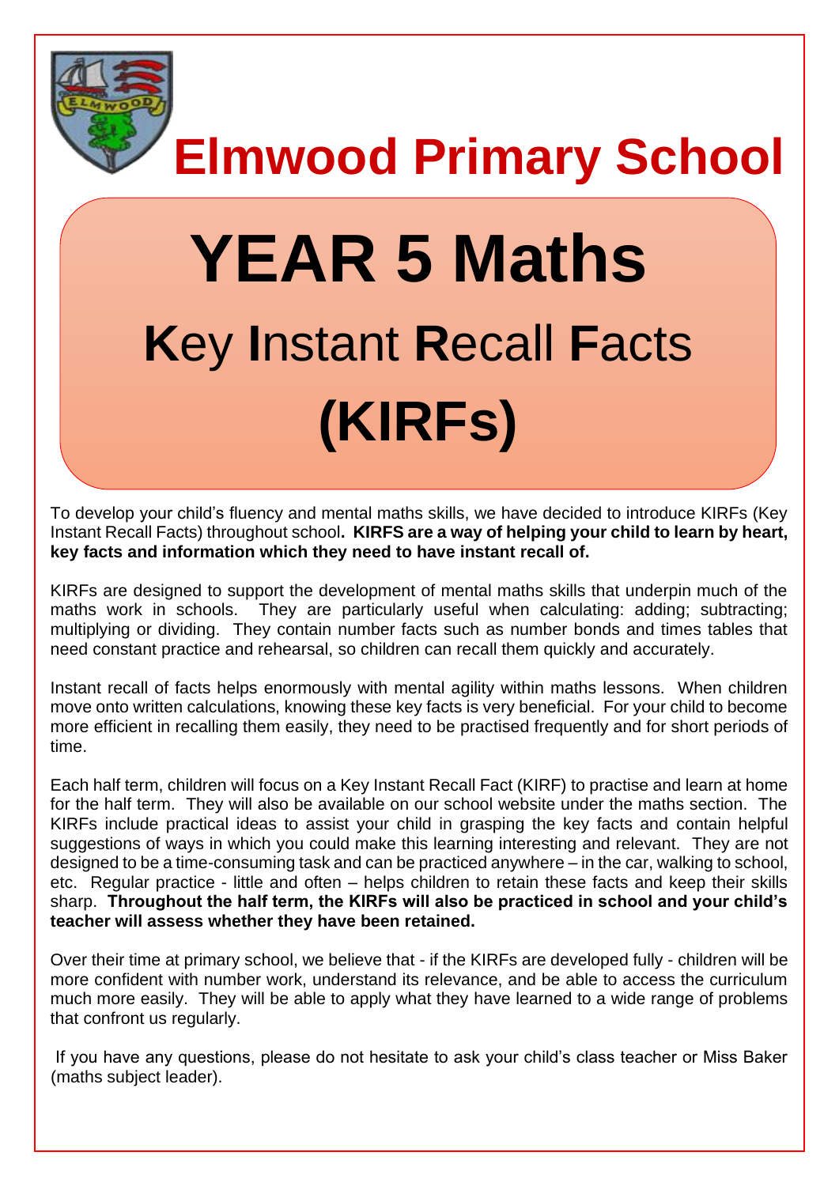# Elmwood Primary School

# YEAR 5 Maths

## **K**ey **I**nstant **R**ecall **F**acts

## (KIRFs)

To develop your child's fluency and mental maths skills, we have decided to introduce KIRFs (Key Instant Recall Facts) throughout school**. KIRFS are a way of helping your child to learn by heart, key facts and information which they need to have instant recall of.**

KIRFs are designed to support the development of mental maths skills that underpin much of the maths work in schools. They are particularly useful when calculating: adding; subtracting; multiplying or dividing. They contain number facts such as number bonds and times tables that need constant practice and rehearsal, so children can recall them quickly and accurately.

Instant recall of facts helps enormously with mental agility within maths lessons. When children move onto written calculations, knowing these key facts is very beneficial. For your child to become more efficient in recalling them easily, they need to be practised frequently and for short periods of time.

Each half term, children will focus on a Key Instant Recall Fact (KIRF) to practise and learn at home for the half term. They will also be available on our school website under the maths section. The KIRFs include practical ideas to assist your child in grasping the key facts and contain helpful suggestions of ways in which you could make this learning interesting and relevant. They are not designed to be a time-consuming task and can be practiced anywhere – in the car, walking to school, etc. Regular practice - little and often – helps children to retain these facts and keep their skills sharp. **Throughout the half term, the KIRFs will also be practiced in school and your child's teacher will assess whether they have been retained.**

Over their time at primary school, we believe that - if the KIRFs are developed fully - children will be more confident with number work, understand its relevance, and be able to access the curriculum much more easily. They will be able to apply what they have learned to a wide range of problems that confront us regularly.

If you have any questions, please do not hesitate to ask your child's class teacher or Miss Baker (maths subject leader).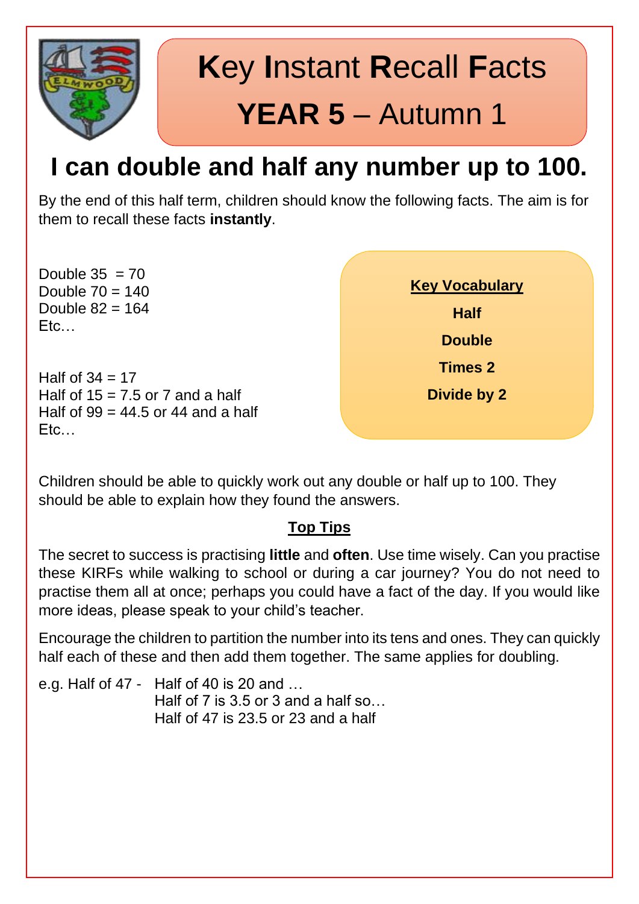# Key Instant Recall Facts

## YEAR 5 – Autumn 1

## I can double and half any number up to 100.

By the end of this half term, children should know the following facts. The aim is for them to recall these facts **instantly**.

Double 35 = 70
Double 70 = 140
Double 82 = 164
Etc…

Half of 34 = 17
Half of 15 = 7.5 or 7 and a half
Half of 99 = 44.5 or 44 and a half
Etc…

**Key Vocabulary**

**Half**

**Double**

**Times 2**

**Divide by 2**

Children should be able to quickly work out any double or half up to 100. They should be able to explain how they found the answers.

**Top Tips**

The secret to success is practising **little** and **often**. Use time wisely. Can you practise these KIRFs while walking to school or during a car journey? You do not need to practise them all at once; perhaps you could have a fact of the day. If you would like more ideas, please speak to your child's teacher.

Encourage the children to partition the number into its tens and ones. They can quickly half each of these and then add them together. The same applies for doubling.

e.g. Half of 47 - Half of 40 is 20 and …
Half of 7 is 3.5 or 3 and a half so…
Half of 47 is 23.5 or 23 and a half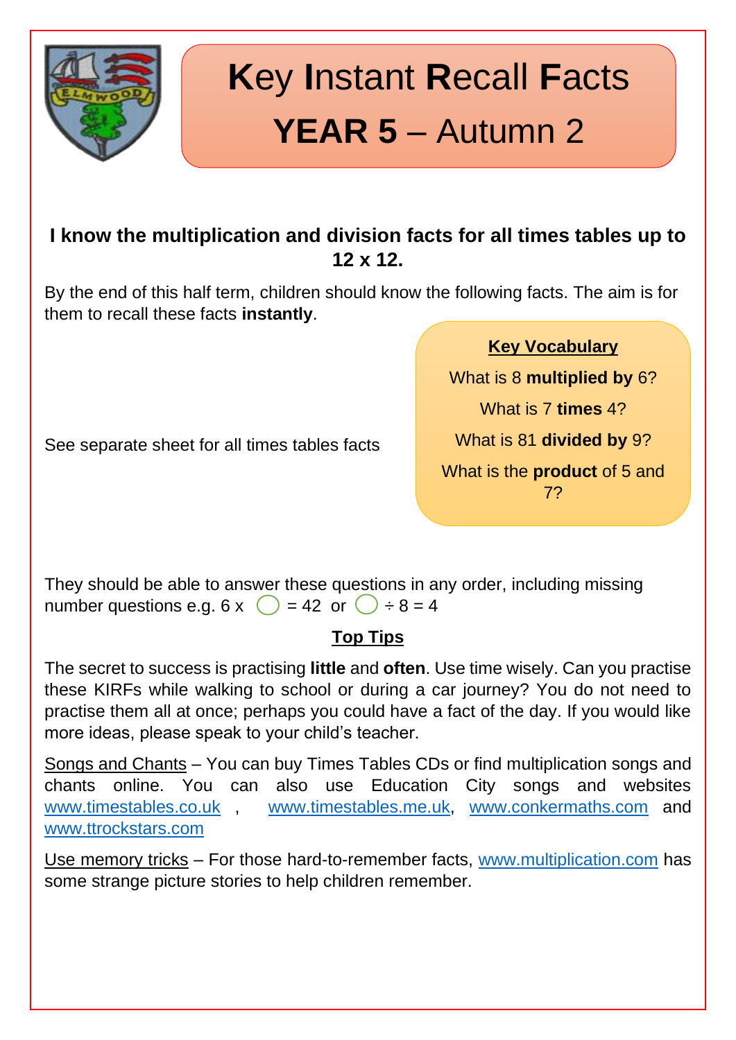# Key Instant Recall Facts

# YEAR 5 – Autumn 2

**I know the multiplication and division facts for all times tables up to 12 x 12.**

By the end of this half term, children should know the following facts. The aim is for them to recall these facts **instantly**.

See separate sheet for all times tables facts

**Key Vocabulary**

What is 8 **multiplied by** 6?

What is 7 **times** 4?

What is 81 **divided by** 9?

What is the **product** of 5 and 7?

They should be able to answer these questions in any order, including missing number questions e.g. $6 \times \bigcirc = 42$ or $\bigcirc \div 8 = 4$

**Top Tips**

The secret to success is practising **little** and **often**. Use time wisely. Can you practise these KIRFs while walking to school or during a car journey? You do not need to practise them all at once; perhaps you could have a fact of the day. If you would like more ideas, please speak to your child's teacher.

Songs and Chants – You can buy Times Tables CDs or find multiplication songs and chants online. You can also use Education City songs and websites www.timestables.co.uk , www.timestables.me.uk, www.conkermaths.com and www.ttrockstars.com

Use memory tricks – For those hard-to-remember facts, www.multiplication.com has some strange picture stories to help children remember.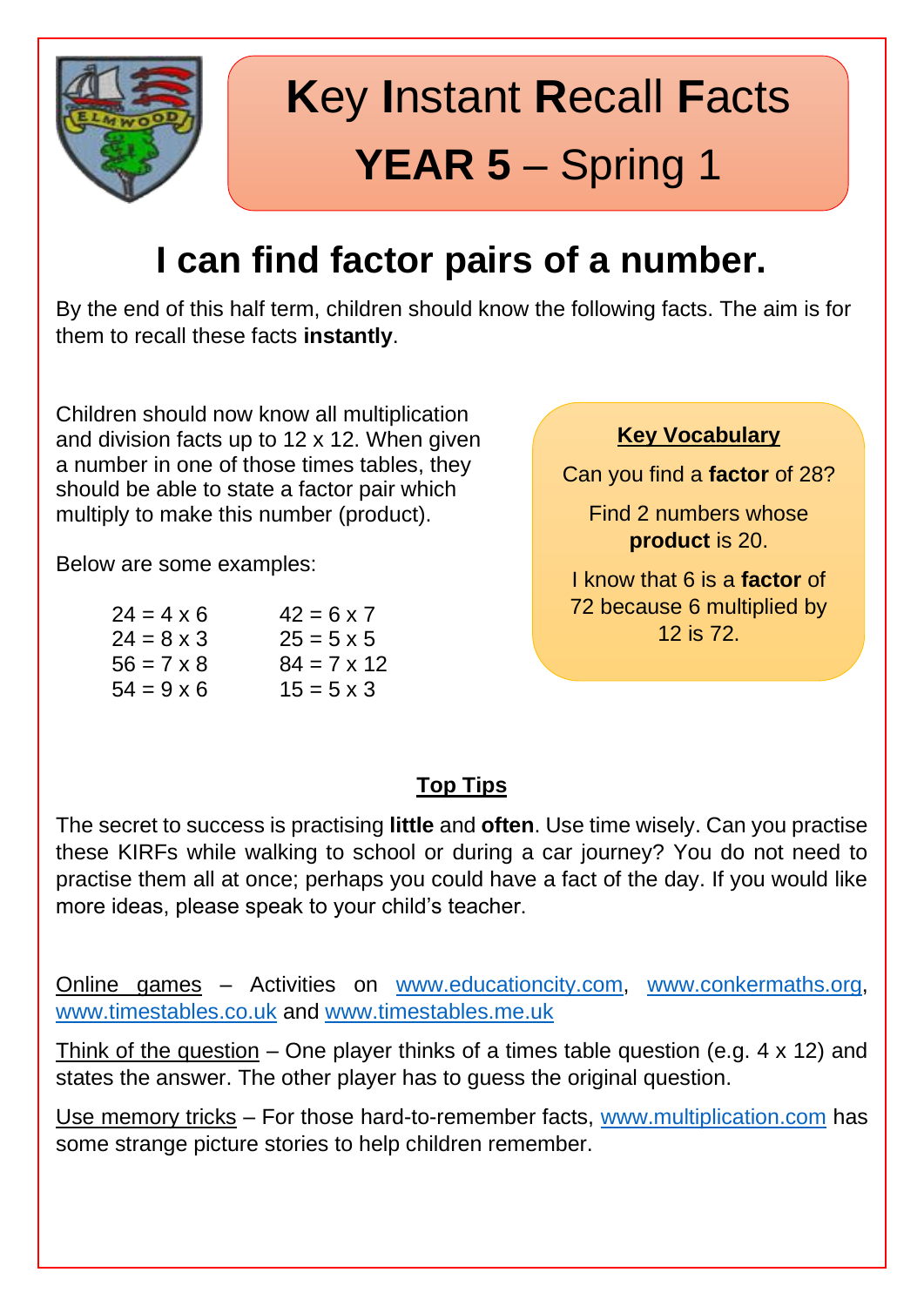# **K**ey **I**nstant **R**ecall **F**acts

## **YEAR 5** – Spring 1

# I can find factor pairs of a number.

By the end of this half term, children should know the following facts. The aim is for them to recall these facts **instantly**.

Children should now know all multiplication and division facts up to 12 x 12. When given a number in one of those times tables, they should be able to state a factor pair which multiply to make this number (product).

Below are some examples:

| | |
|---|---|
| 24 = 4 x 6 | 42 = 6 x 7 |
| 24 = 8 x 3 | 25 = 5 x 5 |
| 56 = 7 x 8 | 84 = 7 x 12 |
| 54 = 9 x 6 | 15 = 5 x 3 |

**Key Vocabulary**

Can you find a **factor** of 28?

Find 2 numbers whose **product** is 20.

I know that 6 is a **factor** of 72 because 6 multiplied by 12 is 72.

**Top Tips**

The secret to success is practising **little** and **often**. Use time wisely. Can you practise these KIRFs while walking to school or during a car journey? You do not need to practise them all at once; perhaps you could have a fact of the day. If you would like more ideas, please speak to your child's teacher.

Online games – Activities on www.educationcity.com, www.conkermaths.org, www.timestables.co.uk and www.timestables.me.uk

Think of the question – One player thinks of a times table question (e.g. 4 x 12) and states the answer. The other player has to guess the original question.

Use memory tricks – For those hard-to-remember facts, www.multiplication.com has some strange picture stories to help children remember.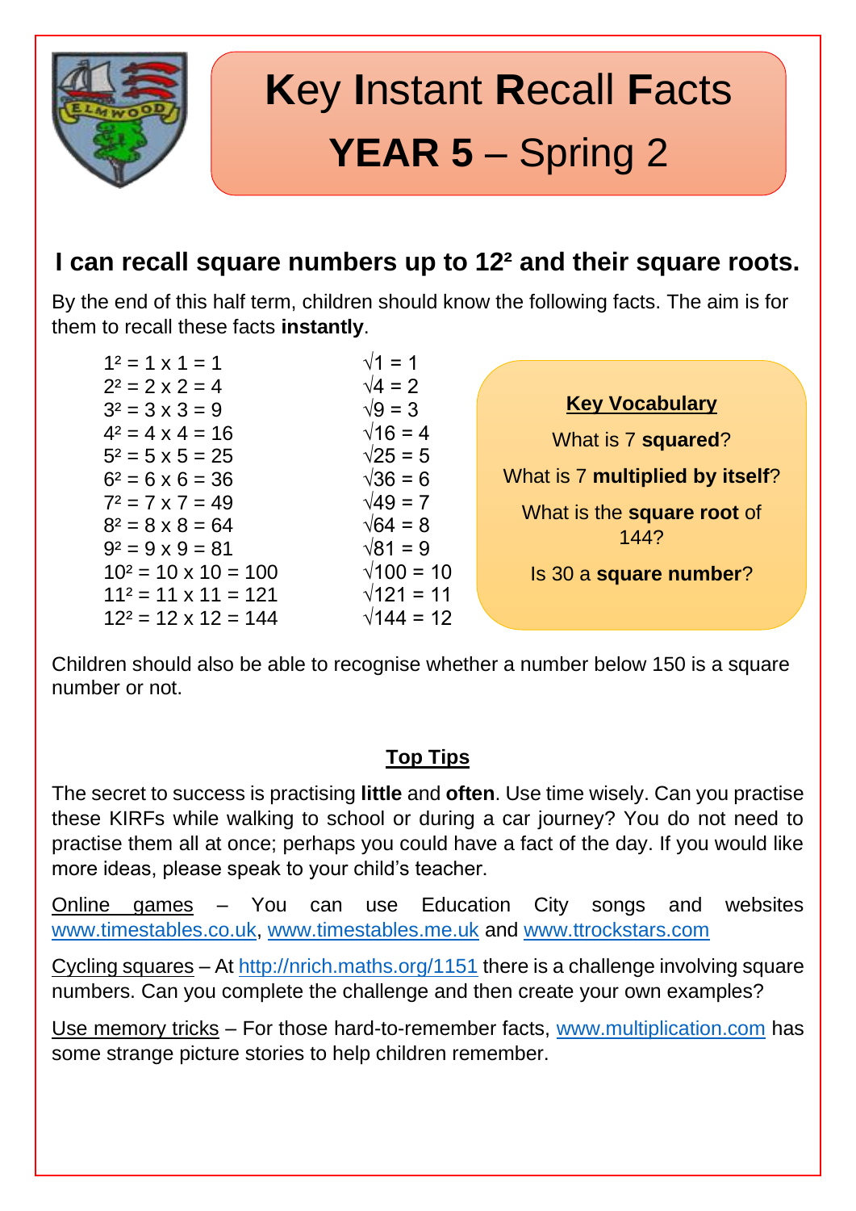# Key Instant Recall Facts
# YEAR 5 – Spring 2

## I can recall square numbers up to $12^2$ and their square roots.

By the end of this half term, children should know the following facts. The aim is for them to recall these facts **instantly**.

$1^2 = 1 \times 1 = 1$ $\sqrt{1} = 1$
$2^2 = 2 \times 2 = 4$ $\sqrt{4} = 2$
$3^2 = 3 \times 3 = 9$ $\sqrt{9} = 3$
$4^2 = 4 \times 4 = 16$ $\sqrt{16} = 4$
$5^2 = 5 \times 5 = 25$ $\sqrt{25} = 5$
$6^2 = 6 \times 6 = 36$ $\sqrt{36} = 6$
$7^2 = 7 \times 7 = 49$ $\sqrt{49} = 7$
$8^2 = 8 \times 8 = 64$ $\sqrt{64} = 8$
$9^2 = 9 \times 9 = 81$ $\sqrt{81} = 9$
$10^2 = 10 \times 10 = 100$ $\sqrt{100} = 10$
$11^2 = 11 \times 11 = 121$ $\sqrt{121} = 11$
$12^2 = 12 \times 12 = 144$ $\sqrt{144} = 12$

**Key Vocabulary**

What is 7 **squared**?

What is 7 **multiplied by itself**?

What is the **square root** of 144?

Is 30 a **square number**?

Children should also be able to recognise whether a number below 150 is a square number or not.

**Top Tips**

The secret to success is practising **little** and **often**. Use time wisely. Can you practise these KIRFs while walking to school or during a car journey? You do not need to practise them all at once; perhaps you could have a fact of the day. If you would like more ideas, please speak to your child's teacher.

Online games – You can use Education City songs and websites www.timestables.co.uk, www.timestables.me.uk and www.ttrockstars.com

Cycling squares – At http://nrich.maths.org/1151 there is a challenge involving square numbers. Can you complete the challenge and then create your own examples?

Use memory tricks – For those hard-to-remember facts, www.multiplication.com has some strange picture stories to help children remember.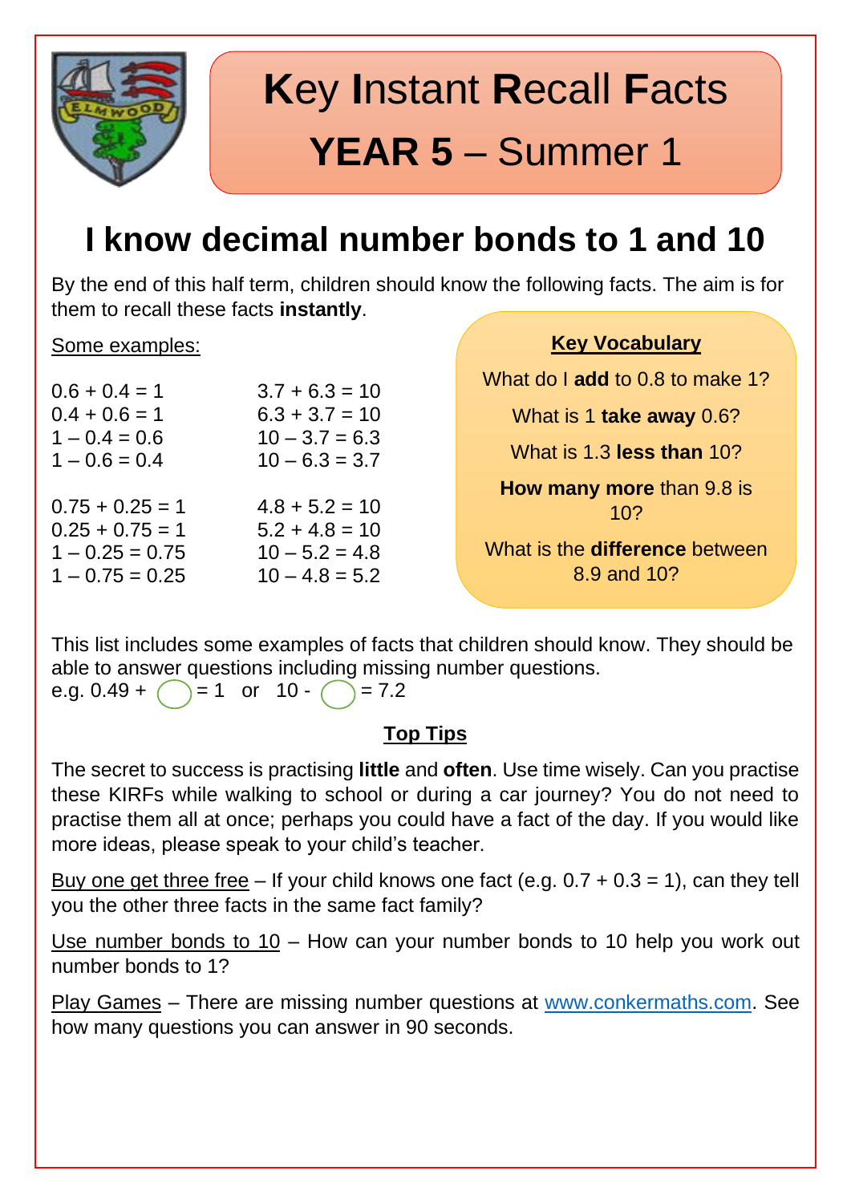# Key Instant Recall Facts

## YEAR 5 – Summer 1

## I know decimal number bonds to 1 and 10

By the end of this half term, children should know the following facts. The aim is for them to recall these facts **instantly**.

Some examples:

| | |
|---|---|
| $0.6 + 0.4 = 1$ | $3.7 + 6.3 = 10$ |
| $0.4 + 0.6 = 1$ | $6.3 + 3.7 = 10$ |
| $1 – 0.4 = 0.6$ | $10 – 3.7 = 6.3$ |
| $1 – 0.6 = 0.4$ | $10 – 6.3 = 3.7$ |
| $0.75 + 0.25 = 1$ | $4.8 + 5.2 = 10$ |
| $0.25 + 0.75 = 1$ | $5.2 + 4.8 = 10$ |
| $1 – 0.25 = 0.75$ | $10 – 5.2 = 4.8$ |
| $1 – 0.75 = 0.25$ | $10 – 4.8 = 5.2$ |

**Key Vocabulary**

What do I **add** to 0.8 to make 1?

What is 1 **take away** 0.6?

What is 1.3 **less than** 10?

**How many more** than 9.8 is 10?

What is the **difference** between 8.9 and 10?

This list includes some examples of facts that children should know. They should be able to answer questions including missing number questions.
e.g. $0.49 + \bigcirc = 1$ or $10 - \bigcirc = 7.2$

**Top Tips**

The secret to success is practising **little** and **often**. Use time wisely. Can you practise these KIRFs while walking to school or during a car journey? You do not need to practise them all at once; perhaps you could have a fact of the day. If you would like more ideas, please speak to your child's teacher.

Buy one get three free – If your child knows one fact (e.g. $0.7 + 0.3 = 1$), can they tell you the other three facts in the same fact family?

Use number bonds to 10 – How can your number bonds to 10 help you work out number bonds to 1?

Play Games – There are missing number questions at www.conkermaths.com. See how many questions you can answer in 90 seconds.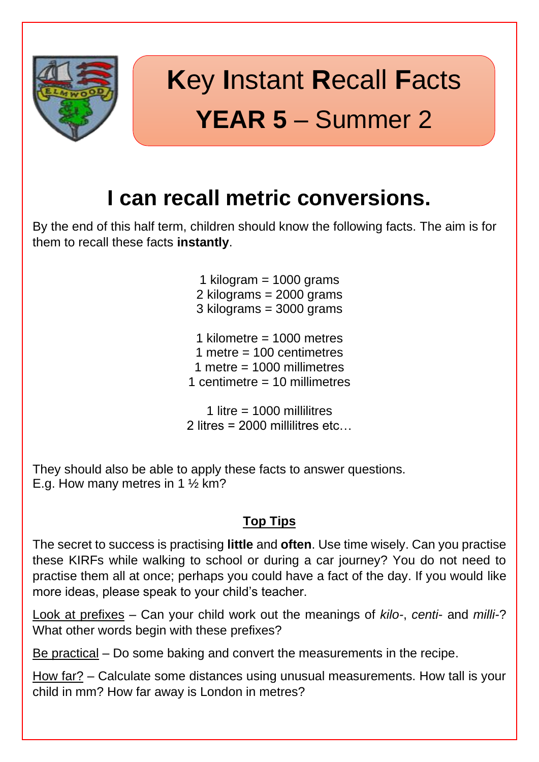# **K**ey **I**nstant **R**ecall **F**acts

## **YEAR 5** – Summer 2

## I can recall metric conversions.

By the end of this half term, children should know the following facts. The aim is for them to recall these facts **instantly**.

1 kilogram = 1000 grams
2 kilograms = 2000 grams
3 kilograms = 3000 grams

1 kilometre = 1000 metres
1 metre = 100 centimetres
1 metre = 1000 millimetres
1 centimetre = 10 millimetres

1 litre = 1000 millilitres
2 litres = 2000 millilitres etc…

They should also be able to apply these facts to answer questions.
E.g. How many metres in 1 ½ km?

**Top Tips**

The secret to success is practising **little** and **often**. Use time wisely. Can you practise these KIRFs while walking to school or during a car journey? You do not need to practise them all at once; perhaps you could have a fact of the day. If you would like more ideas, please speak to your child's teacher.

Look at prefixes – Can your child work out the meanings of *kilo*-, *centi*- and *milli*-? What other words begin with these prefixes?

Be practical – Do some baking and convert the measurements in the recipe.

How far? – Calculate some distances using unusual measurements. How tall is your child in mm? How far away is London in metres?